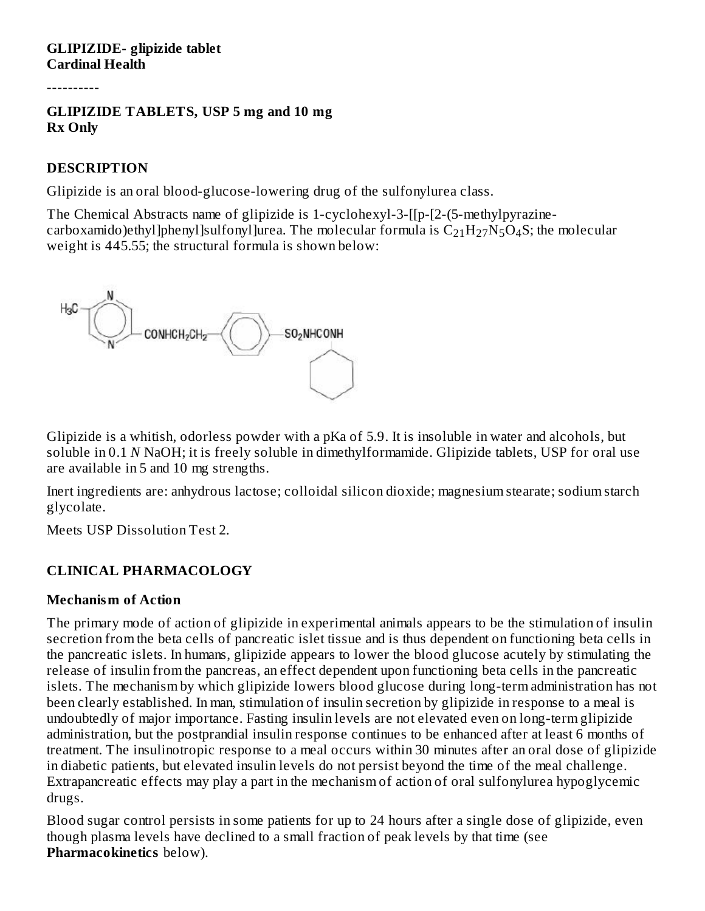**GLIPIZIDE- glipizide tablet**
**Cardinal Health**

----------

**GLIPIZIDE TABLETS, USP 5 mg and 10 mg**
**Rx Only**

## DESCRIPTION

Glipizide is an oral blood-glucose-lowering drug of the sulfonylurea class.

The Chemical Abstracts name of glipizide is 1-cyclohexyl-3-[[p-[2-(5-methylpyrazine-carboxamido)ethyl]phenyl]sulfonyl]urea. The molecular formula is $C_{21}H_{27}N_5O_4S$; the molecular weight is 445.55; the structural formula is shown below:

Glipizide is a whitish, odorless powder with a pKa of 5.9. It is insoluble in water and alcohols, but soluble in 0.1 *N* NaOH; it is freely soluble in dimethylformamide. Glipizide tablets, USP for oral use are available in 5 and 10 mg strengths.

Inert ingredients are: anhydrous lactose; colloidal silicon dioxide; magnesium stearate; sodium starch glycolate.

Meets USP Dissolution Test 2.

## CLINICAL PHARMACOLOGY

### Mechanism of Action

The primary mode of action of glipizide in experimental animals appears to be the stimulation of insulin secretion from the beta cells of pancreatic islet tissue and is thus dependent on functioning beta cells in the pancreatic islets. In humans, glipizide appears to lower the blood glucose acutely by stimulating the release of insulin from the pancreas, an effect dependent upon functioning beta cells in the pancreatic islets. The mechanism by which glipizide lowers blood glucose during long-term administration has not been clearly established. In man, stimulation of insulin secretion by glipizide in response to a meal is undoubtedly of major importance. Fasting insulin levels are not elevated even on long-term glipizide administration, but the postprandial insulin response continues to be enhanced after at least 6 months of treatment. The insulinotropic response to a meal occurs within 30 minutes after an oral dose of glipizide in diabetic patients, but elevated insulin levels do not persist beyond the time of the meal challenge. Extrapancreatic effects may play a part in the mechanism of action of oral sulfonylurea hypoglycemic drugs.

Blood sugar control persists in some patients for up to 24 hours after a single dose of glipizide, even though plasma levels have declined to a small fraction of peak levels by that time (see **Pharmacokinetics** below).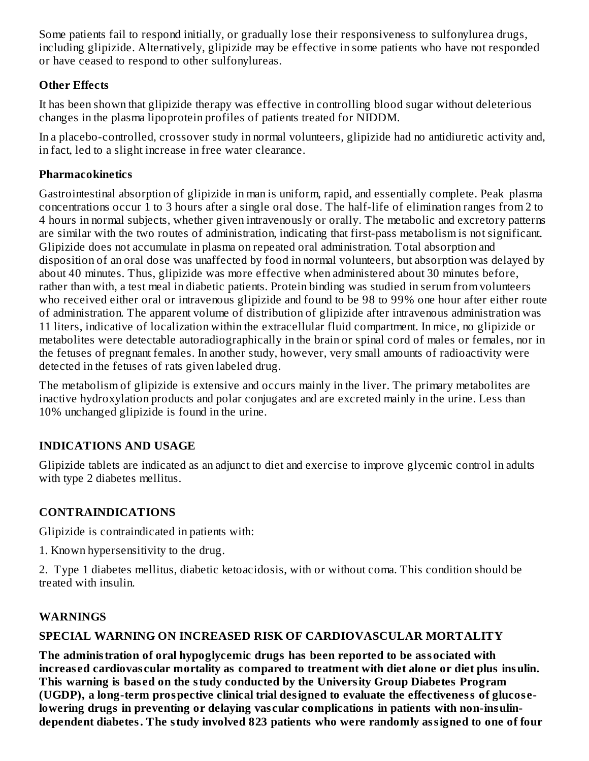Some patients fail to respond initially, or gradually lose their responsiveness to sulfonylurea drugs, including glipizide. Alternatively, glipizide may be effective in some patients who have not responded or have ceased to respond to other sulfonylureas.

**Other Effects**

It has been shown that glipizide therapy was effective in controlling blood sugar without deleterious changes in the plasma lipoprotein profiles of patients treated for NIDDM.

In a placebo-controlled, crossover study in normal volunteers, glipizide had no antidiuretic activity and, in fact, led to a slight increase in free water clearance.

**Pharmacokinetics**

Gastrointestinal absorption of glipizide in man is uniform, rapid, and essentially complete. Peak plasma concentrations occur 1 to 3 hours after a single oral dose. The half-life of elimination ranges from 2 to 4 hours in normal subjects, whether given intravenously or orally. The metabolic and excretory patterns are similar with the two routes of administration, indicating that first-pass metabolism is not significant. Glipizide does not accumulate in plasma on repeated oral administration. Total absorption and disposition of an oral dose was unaffected by food in normal volunteers, but absorption was delayed by about 40 minutes. Thus, glipizide was more effective when administered about 30 minutes before, rather than with, a test meal in diabetic patients. Protein binding was studied in serum from volunteers who received either oral or intravenous glipizide and found to be 98 to 99% one hour after either route of administration. The apparent volume of distribution of glipizide after intravenous administration was 11 liters, indicative of localization within the extracellular fluid compartment. In mice, no glipizide or metabolites were detectable autoradiographically in the brain or spinal cord of males or females, nor in the fetuses of pregnant females. In another study, however, very small amounts of radioactivity were detected in the fetuses of rats given labeled drug.

The metabolism of glipizide is extensive and occurs mainly in the liver. The primary metabolites are inactive hydroxylation products and polar conjugates and are excreted mainly in the urine. Less than 10% unchanged glipizide is found in the urine.

## INDICATIONS AND USAGE

Glipizide tablets are indicated as an adjunct to diet and exercise to improve glycemic control in adults with type 2 diabetes mellitus.

## CONTRAINDICATIONS

Glipizide is contraindicated in patients with:

1. Known hypersensitivity to the drug.

2. Type 1 diabetes mellitus, diabetic ketoacidosis, with or without coma. This condition should be treated with insulin.

## WARNINGS

**SPECIAL WARNING ON INCREASED RISK OF CARDIOVASCULAR MORTALITY**

**The administration of oral hypoglycemic drugs has been reported to be associated with increased cardiovascular mortality as compared to treatment with diet alone or diet plus insulin. This warning is based on the study conducted by the University Group Diabetes Program (UGDP), a long-term prospective clinical trial designed to evaluate the effectiveness of glucose-lowering drugs in preventing or delaying vascular complications in patients with non-insulin-dependent diabetes. The study involved 823 patients who were randomly assigned to one of four**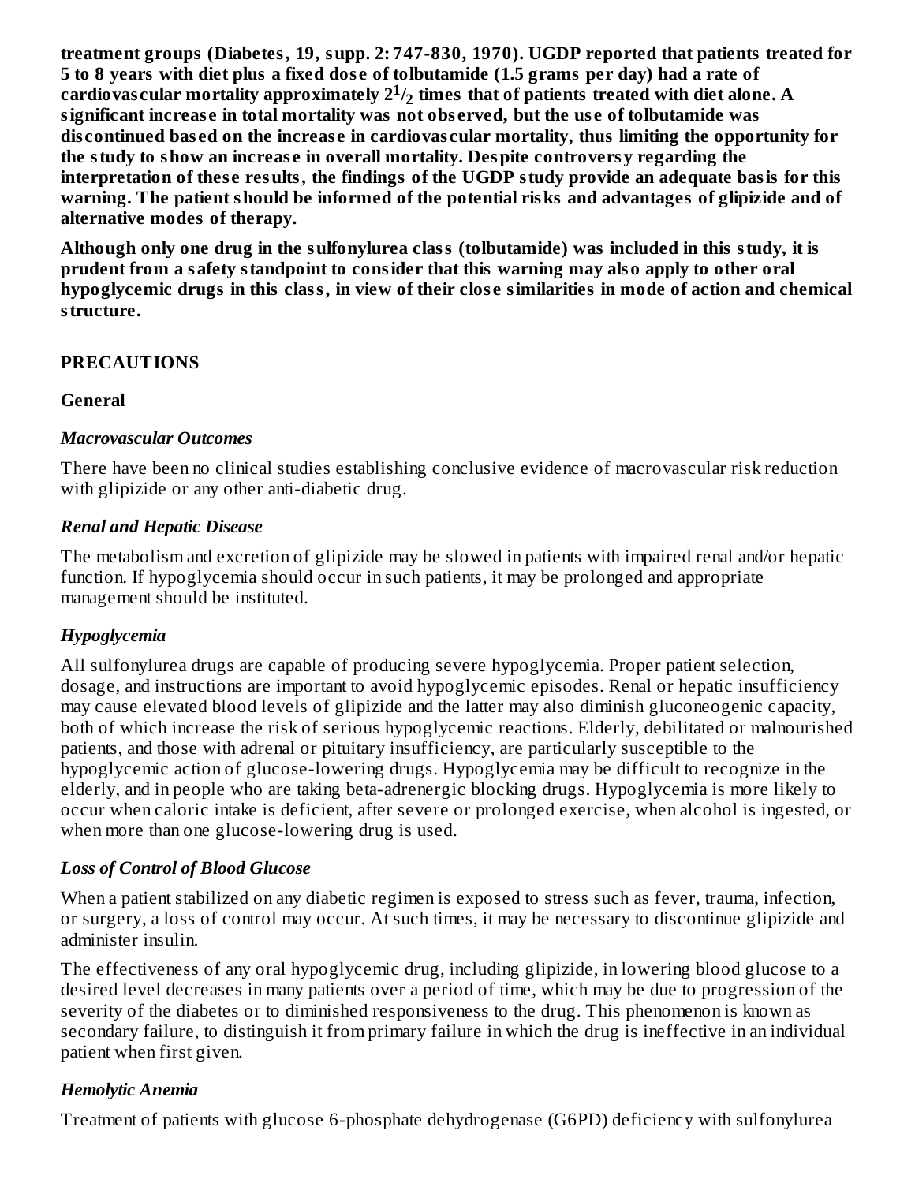**treatment groups (Diabetes, 19, supp. 2: 747-830, 1970). UGDP reported that patients treated for 5 to 8 years with diet plus a fixed dose of tolbutamide (1.5 grams per day) had a rate of cardiovascular mortality approximately $2^1/_2$ times that of patients treated with diet alone. A significant increase in total mortality was not observed, but the use of tolbutamide was discontinued based on the increase in cardiovascular mortality, thus limiting the opportunity for the study to show an increase in overall mortality. Despite controversy regarding the interpretation of these results, the findings of the UGDP study provide an adequate basis for this warning. The patient should be informed of the potential risks and advantages of glipizide and of alternative modes of therapy.**

**Although only one drug in the sulfonylurea class (tolbutamide) was included in this study, it is prudent from a safety standpoint to consider that this warning may also apply to other oral hypoglycemic drugs in this class, in view of their close similarities in mode of action and chemical structure.**

## PRECAUTIONS

### General

#### *Macrovascular Outcomes*

There have been no clinical studies establishing conclusive evidence of macrovascular risk reduction with glipizide or any other anti-diabetic drug.

#### *Renal and Hepatic Disease*

The metabolism and excretion of glipizide may be slowed in patients with impaired renal and/or hepatic function. If hypoglycemia should occur in such patients, it may be prolonged and appropriate management should be instituted.

#### *Hypoglycemia*

All sulfonylurea drugs are capable of producing severe hypoglycemia. Proper patient selection, dosage, and instructions are important to avoid hypoglycemic episodes. Renal or hepatic insufficiency may cause elevated blood levels of glipizide and the latter may also diminish gluconeogenic capacity, both of which increase the risk of serious hypoglycemic reactions. Elderly, debilitated or malnourished patients, and those with adrenal or pituitary insufficiency, are particularly susceptible to the hypoglycemic action of glucose-lowering drugs. Hypoglycemia may be difficult to recognize in the elderly, and in people who are taking beta-adrenergic blocking drugs. Hypoglycemia is more likely to occur when caloric intake is deficient, after severe or prolonged exercise, when alcohol is ingested, or when more than one glucose-lowering drug is used.

#### *Loss of Control of Blood Glucose*

When a patient stabilized on any diabetic regimen is exposed to stress such as fever, trauma, infection, or surgery, a loss of control may occur. At such times, it may be necessary to discontinue glipizide and administer insulin.

The effectiveness of any oral hypoglycemic drug, including glipizide, in lowering blood glucose to a desired level decreases in many patients over a period of time, which may be due to progression of the severity of the diabetes or to diminished responsiveness to the drug. This phenomenon is known as secondary failure, to distinguish it from primary failure in which the drug is ineffective in an individual patient when first given.

#### *Hemolytic Anemia*

Treatment of patients with glucose 6-phosphate dehydrogenase (G6PD) deficiency with sulfonylurea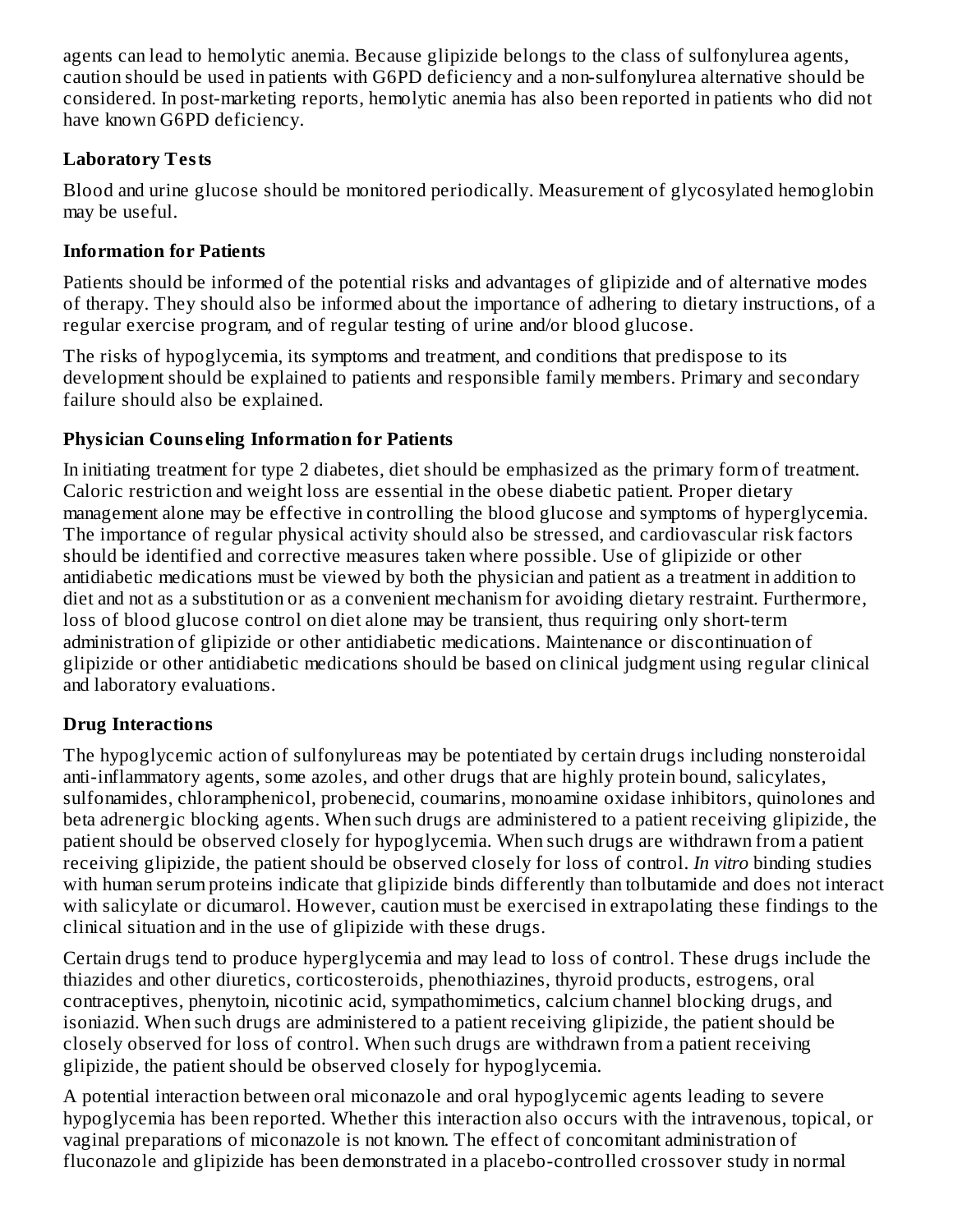agents can lead to hemolytic anemia. Because glipizide belongs to the class of sulfonylurea agents, caution should be used in patients with G6PD deficiency and a non-sulfonylurea alternative should be considered. In post-marketing reports, hemolytic anemia has also been reported in patients who did not have known G6PD deficiency.

### Laboratory Tests

Blood and urine glucose should be monitored periodically. Measurement of glycosylated hemoglobin may be useful.

### Information for Patients

Patients should be informed of the potential risks and advantages of glipizide and of alternative modes of therapy. They should also be informed about the importance of adhering to dietary instructions, of a regular exercise program, and of regular testing of urine and/or blood glucose.

The risks of hypoglycemia, its symptoms and treatment, and conditions that predispose to its development should be explained to patients and responsible family members. Primary and secondary failure should also be explained.

### Physician Counseling Information for Patients

In initiating treatment for type 2 diabetes, diet should be emphasized as the primary form of treatment. Caloric restriction and weight loss are essential in the obese diabetic patient. Proper dietary management alone may be effective in controlling the blood glucose and symptoms of hyperglycemia. The importance of regular physical activity should also be stressed, and cardiovascular risk factors should be identified and corrective measures taken where possible. Use of glipizide or other antidiabetic medications must be viewed by both the physician and patient as a treatment in addition to diet and not as a substitution or as a convenient mechanism for avoiding dietary restraint. Furthermore, loss of blood glucose control on diet alone may be transient, thus requiring only short-term administration of glipizide or other antidiabetic medications. Maintenance or discontinuation of glipizide or other antidiabetic medications should be based on clinical judgment using regular clinical and laboratory evaluations.

### Drug Interactions

The hypoglycemic action of sulfonylureas may be potentiated by certain drugs including nonsteroidal anti-inflammatory agents, some azoles, and other drugs that are highly protein bound, salicylates, sulfonamides, chloramphenicol, probenecid, coumarins, monoamine oxidase inhibitors, quinolones and beta adrenergic blocking agents. When such drugs are administered to a patient receiving glipizide, the patient should be observed closely for hypoglycemia. When such drugs are withdrawn from a patient receiving glipizide, the patient should be observed closely for loss of control. *In vitro* binding studies with human serum proteins indicate that glipizide binds differently than tolbutamide and does not interact with salicylate or dicumarol. However, caution must be exercised in extrapolating these findings to the clinical situation and in the use of glipizide with these drugs.

Certain drugs tend to produce hyperglycemia and may lead to loss of control. These drugs include the thiazides and other diuretics, corticosteroids, phenothiazines, thyroid products, estrogens, oral contraceptives, phenytoin, nicotinic acid, sympathomimetics, calcium channel blocking drugs, and isoniazid. When such drugs are administered to a patient receiving glipizide, the patient should be closely observed for loss of control. When such drugs are withdrawn from a patient receiving glipizide, the patient should be observed closely for hypoglycemia.

A potential interaction between oral miconazole and oral hypoglycemic agents leading to severe hypoglycemia has been reported. Whether this interaction also occurs with the intravenous, topical, or vaginal preparations of miconazole is not known. The effect of concomitant administration of fluconazole and glipizide has been demonstrated in a placebo-controlled crossover study in normal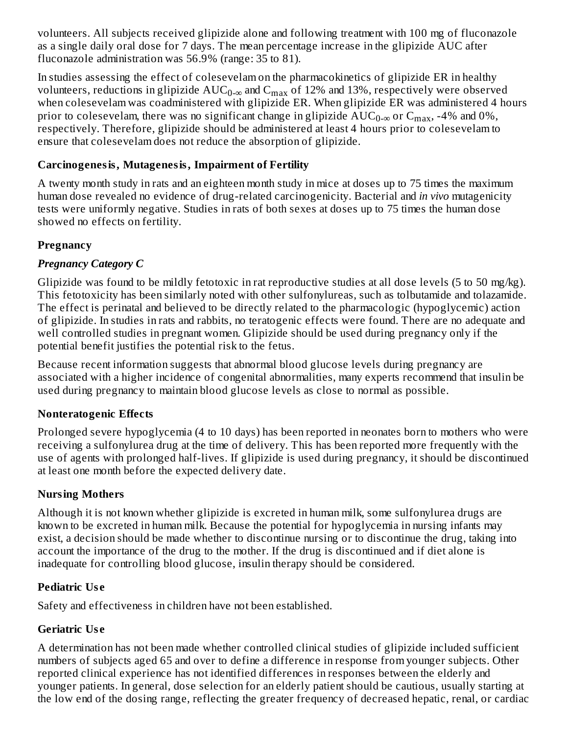volunteers. All subjects received glipizide alone and following treatment with 100 mg of fluconazole as a single daily oral dose for 7 days. The mean percentage increase in the glipizide AUC after fluconazole administration was 56.9% (range: 35 to 81).

In studies assessing the effect of colesevelam on the pharmacokinetics of glipizide ER in healthy volunteers, reductions in glipizide $AUC_{0-\infty}$ and $C_{max}$ of 12% and 13%, respectively were observed when colesevelam was coadministered with glipizide ER. When glipizide ER was administered 4 hours prior to colesevelam, there was no significant change in glipizide $AUC_{0-\infty}$ or $C_{max}$, -4% and 0%, respectively. Therefore, glipizide should be administered at least 4 hours prior to colesevelam to ensure that colesevelam does not reduce the absorption of glipizide.

### Carcinogenesis, Mutagenesis, Impairment of Fertility

A twenty month study in rats and an eighteen month study in mice at doses up to 75 times the maximum human dose revealed no evidence of drug-related carcinogenicity. Bacterial and *in vivo* mutagenicity tests were uniformly negative. Studies in rats of both sexes at doses up to 75 times the human dose showed no effects on fertility.

### Pregnancy

#### *Pregnancy Category C*

Glipizide was found to be mildly fetotoxic in rat reproductive studies at all dose levels (5 to 50 mg/kg). This fetotoxicity has been similarly noted with other sulfonylureas, such as tolbutamide and tolazamide. The effect is perinatal and believed to be directly related to the pharmacologic (hypoglycemic) action of glipizide. In studies in rats and rabbits, no teratogenic effects were found. There are no adequate and well controlled studies in pregnant women. Glipizide should be used during pregnancy only if the potential benefit justifies the potential risk to the fetus.

Because recent information suggests that abnormal blood glucose levels during pregnancy are associated with a higher incidence of congenital abnormalities, many experts recommend that insulin be used during pregnancy to maintain blood glucose levels as close to normal as possible.

### Nonteratogenic Effects

Prolonged severe hypoglycemia (4 to 10 days) has been reported in neonates born to mothers who were receiving a sulfonylurea drug at the time of delivery. This has been reported more frequently with the use of agents with prolonged half-lives. If glipizide is used during pregnancy, it should be discontinued at least one month before the expected delivery date.

### Nursing Mothers

Although it is not known whether glipizide is excreted in human milk, some sulfonylurea drugs are known to be excreted in human milk. Because the potential for hypoglycemia in nursing infants may exist, a decision should be made whether to discontinue nursing or to discontinue the drug, taking into account the importance of the drug to the mother. If the drug is discontinued and if diet alone is inadequate for controlling blood glucose, insulin therapy should be considered.

### Pediatric Use

Safety and effectiveness in children have not been established.

### Geriatric Use

A determination has not been made whether controlled clinical studies of glipizide included sufficient numbers of subjects aged 65 and over to define a difference in response from younger subjects. Other reported clinical experience has not identified differences in responses between the elderly and younger patients. In general, dose selection for an elderly patient should be cautious, usually starting at the low end of the dosing range, reflecting the greater frequency of decreased hepatic, renal, or cardiac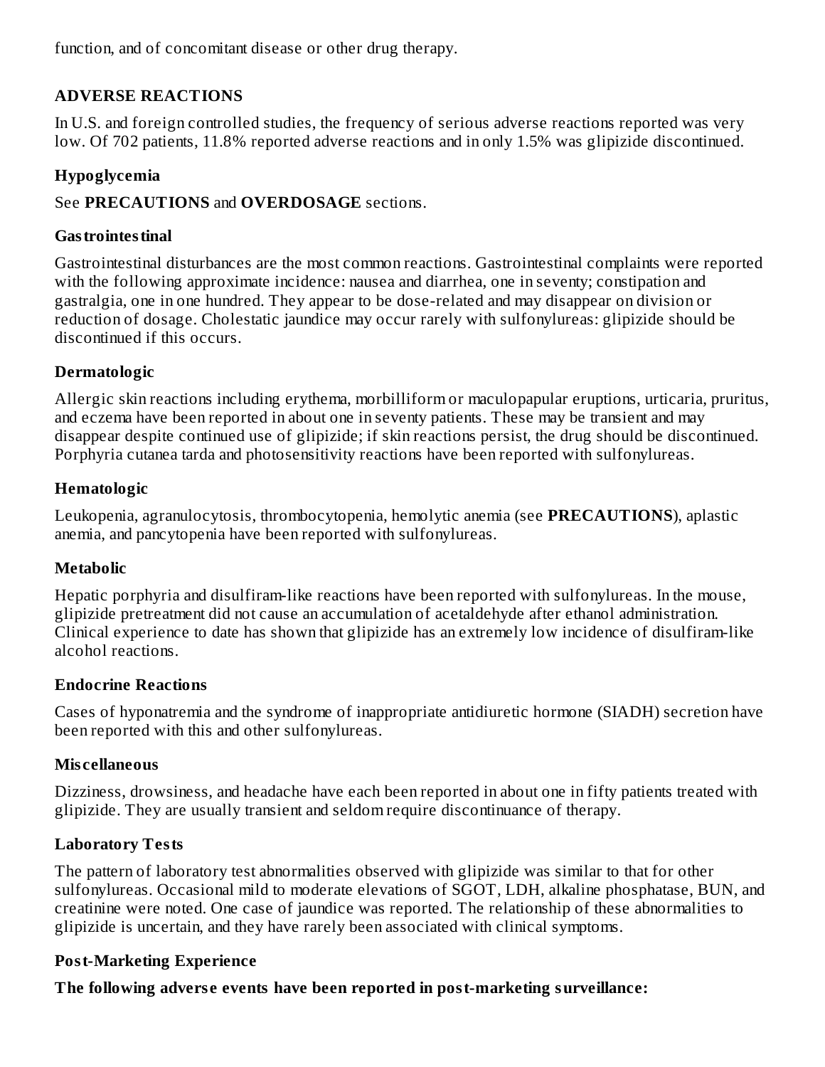function, and of concomitant disease or other drug therapy.

## ADVERSE REACTIONS

In U.S. and foreign controlled studies, the frequency of serious adverse reactions reported was very low. Of 702 patients, 11.8% reported adverse reactions and in only 1.5% was glipizide discontinued.

### Hypoglycemia

See **PRECAUTIONS** and **OVERDOSAGE** sections.

### Gastrointestinal

Gastrointestinal disturbances are the most common reactions. Gastrointestinal complaints were reported with the following approximate incidence: nausea and diarrhea, one in seventy; constipation and gastralgia, one in one hundred. They appear to be dose-related and may disappear on division or reduction of dosage. Cholestatic jaundice may occur rarely with sulfonylureas: glipizide should be discontinued if this occurs.

### Dermatologic

Allergic skin reactions including erythema, morbilliform or maculopapular eruptions, urticaria, pruritus, and eczema have been reported in about one in seventy patients. These may be transient and may disappear despite continued use of glipizide; if skin reactions persist, the drug should be discontinued. Porphyria cutanea tarda and photosensitivity reactions have been reported with sulfonylureas.

### Hematologic

Leukopenia, agranulocytosis, thrombocytopenia, hemolytic anemia (see **PRECAUTIONS**), aplastic anemia, and pancytopenia have been reported with sulfonylureas.

### Metabolic

Hepatic porphyria and disulfiram-like reactions have been reported with sulfonylureas. In the mouse, glipizide pretreatment did not cause an accumulation of acetaldehyde after ethanol administration. Clinical experience to date has shown that glipizide has an extremely low incidence of disulfiram-like alcohol reactions.

### Endocrine Reactions

Cases of hyponatremia and the syndrome of inappropriate antidiuretic hormone (SIADH) secretion have been reported with this and other sulfonylureas.

### Miscellaneous

Dizziness, drowsiness, and headache have each been reported in about one in fifty patients treated with glipizide. They are usually transient and seldom require discontinuance of therapy.

### Laboratory Tests

The pattern of laboratory test abnormalities observed with glipizide was similar to that for other sulfonylureas. Occasional mild to moderate elevations of SGOT, LDH, alkaline phosphatase, BUN, and creatinine were noted. One case of jaundice was reported. The relationship of these abnormalities to glipizide is uncertain, and they have rarely been associated with clinical symptoms.

### Post-Marketing Experience

**The following adverse events have been reported in post-marketing surveillance:**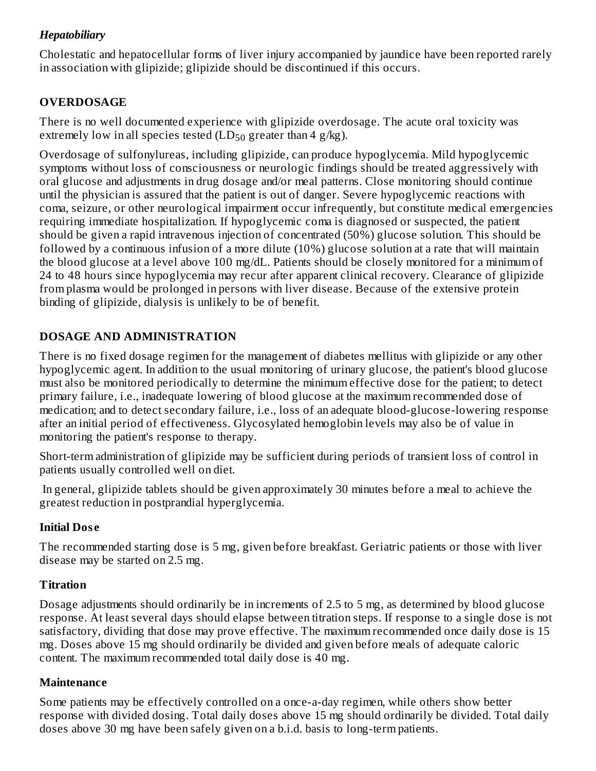***Hepatobiliary***

Cholestatic and hepatocellular forms of liver injury accompanied by jaundice have been reported rarely in association with glipizide; glipizide should be discontinued if this occurs.

## OVERDOSAGE

There is no well documented experience with glipizide overdosage. The acute oral toxicity was extremely low in all species tested ($LD_{50}$ greater than 4 g/kg).

Overdosage of sulfonylureas, including glipizide, can produce hypoglycemia. Mild hypoglycemic symptoms without loss of consciousness or neurologic findings should be treated aggressively with oral glucose and adjustments in drug dosage and/or meal patterns. Close monitoring should continue until the physician is assured that the patient is out of danger. Severe hypoglycemic reactions with coma, seizure, or other neurological impairment occur infrequently, but constitute medical emergencies requiring immediate hospitalization. If hypoglycemic coma is diagnosed or suspected, the patient should be given a rapid intravenous injection of concentrated (50%) glucose solution. This should be followed by a continuous infusion of a more dilute (10%) glucose solution at a rate that will maintain the blood glucose at a level above 100 mg/dL. Patients should be closely monitored for a minimum of 24 to 48 hours since hypoglycemia may recur after apparent clinical recovery. Clearance of glipizide from plasma would be prolonged in persons with liver disease. Because of the extensive protein binding of glipizide, dialysis is unlikely to be of benefit.

## DOSAGE AND ADMINISTRATION

There is no fixed dosage regimen for the management of diabetes mellitus with glipizide or any other hypoglycemic agent. In addition to the usual monitoring of urinary glucose, the patient's blood glucose must also be monitored periodically to determine the minimum effective dose for the patient; to detect primary failure, i.e., inadequate lowering of blood glucose at the maximum recommended dose of medication; and to detect secondary failure, i.e., loss of an adequate blood-glucose-lowering response after an initial period of effectiveness. Glycosylated hemoglobin levels may also be of value in monitoring the patient's response to therapy.

Short-term administration of glipizide may be sufficient during periods of transient loss of control in patients usually controlled well on diet.

In general, glipizide tablets should be given approximately 30 minutes before a meal to achieve the greatest reduction in postprandial hyperglycemia.

### Initial Dose

The recommended starting dose is 5 mg, given before breakfast. Geriatric patients or those with liver disease may be started on 2.5 mg.

### Titration

Dosage adjustments should ordinarily be in increments of 2.5 to 5 mg, as determined by blood glucose response. At least several days should elapse between titration steps. If response to a single dose is not satisfactory, dividing that dose may prove effective. The maximum recommended once daily dose is 15 mg. Doses above 15 mg should ordinarily be divided and given before meals of adequate caloric content. The maximum recommended total daily dose is 40 mg.

### Maintenance

Some patients may be effectively controlled on a once-a-day regimen, while others show better response with divided dosing. Total daily doses above 15 mg should ordinarily be divided. Total daily doses above 30 mg have been safely given on a b.i.d. basis to long-term patients.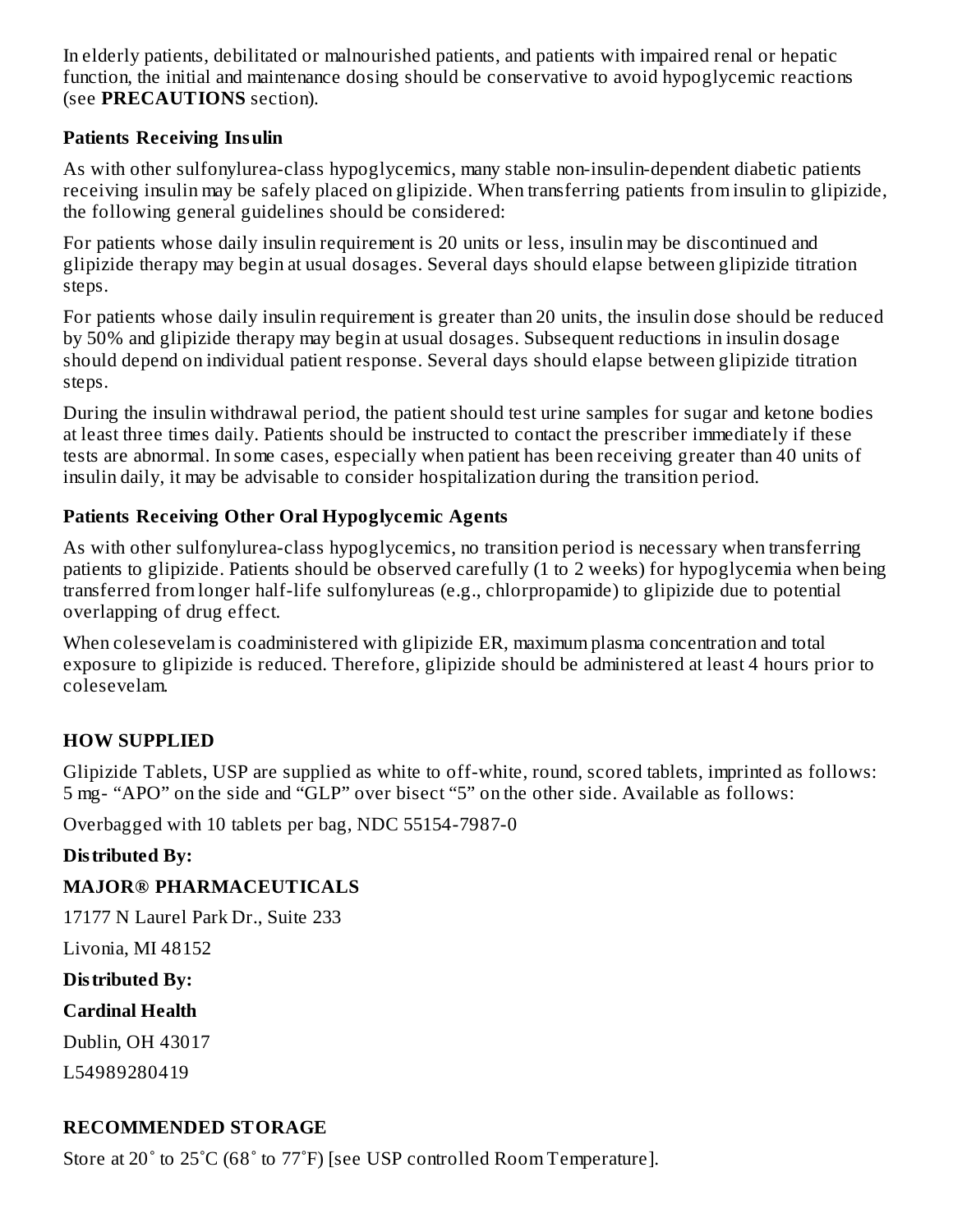In elderly patients, debilitated or malnourished patients, and patients with impaired renal or hepatic function, the initial and maintenance dosing should be conservative to avoid hypoglycemic reactions (see **PRECAUTIONS** section).

**Patients Receiving Insulin**

As with other sulfonylurea-class hypoglycemics, many stable non-insulin-dependent diabetic patients receiving insulin may be safely placed on glipizide. When transferring patients from insulin to glipizide, the following general guidelines should be considered:

For patients whose daily insulin requirement is 20 units or less, insulin may be discontinued and glipizide therapy may begin at usual dosages. Several days should elapse between glipizide titration steps.

For patients whose daily insulin requirement is greater than 20 units, the insulin dose should be reduced by 50% and glipizide therapy may begin at usual dosages. Subsequent reductions in insulin dosage should depend on individual patient response. Several days should elapse between glipizide titration steps.

During the insulin withdrawal period, the patient should test urine samples for sugar and ketone bodies at least three times daily. Patients should be instructed to contact the prescriber immediately if these tests are abnormal. In some cases, especially when patient has been receiving greater than 40 units of insulin daily, it may be advisable to consider hospitalization during the transition period.

**Patients Receiving Other Oral Hypoglycemic Agents**

As with other sulfonylurea-class hypoglycemics, no transition period is necessary when transferring patients to glipizide. Patients should be observed carefully (1 to 2 weeks) for hypoglycemia when being transferred from longer half-life sulfonylureas (e.g., chlorpropamide) to glipizide due to potential overlapping of drug effect.

When colesevelam is coadministered with glipizide ER, maximum plasma concentration and total exposure to glipizide is reduced. Therefore, glipizide should be administered at least 4 hours prior to colesevelam.

## HOW SUPPLIED

Glipizide Tablets, USP are supplied as white to off-white, round, scored tablets, imprinted as follows: 5 mg- “APO” on the side and “GLP” over bisect “5” on the other side. Available as follows:

Overbagged with 10 tablets per bag, NDC 55154-7987-0

**Distributed By:**

**MAJOR® PHARMACEUTICALS**

17177 N Laurel Park Dr., Suite 233

Livonia, MI 48152

**Distributed By:**

**Cardinal Health**

Dublin, OH 43017

L54989280419

## RECOMMENDED STORAGE

Store at 20˚ to 25˚C (68˚ to 77˚F) [see USP controlled Room Temperature].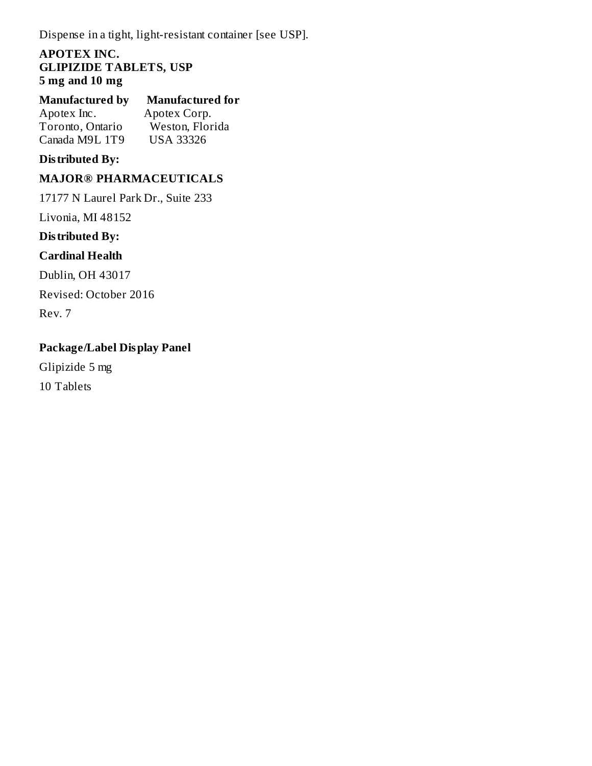Dispense in a tight, light-resistant container [see USP].

**APOTEX INC.**
**GLIPIZIDE TABLETS, USP**
**5 mg and 10 mg**

| **Manufactured by** | **Manufactured for** |
| --- | --- |
| Apotex Inc. | Apotex Corp. |
| Toronto, Ontario | Weston, Florida |
| Canada M9L 1T9 | USA 33326 |

**Distributed By:**

**MAJOR® PHARMACEUTICALS**

17177 N Laurel Park Dr., Suite 233

Livonia, MI 48152

**Distributed By:**

**Cardinal Health**

Dublin, OH 43017

Revised: October 2016

Rev. 7

## Package/Label Display Panel

Glipizide 5 mg

10 Tablets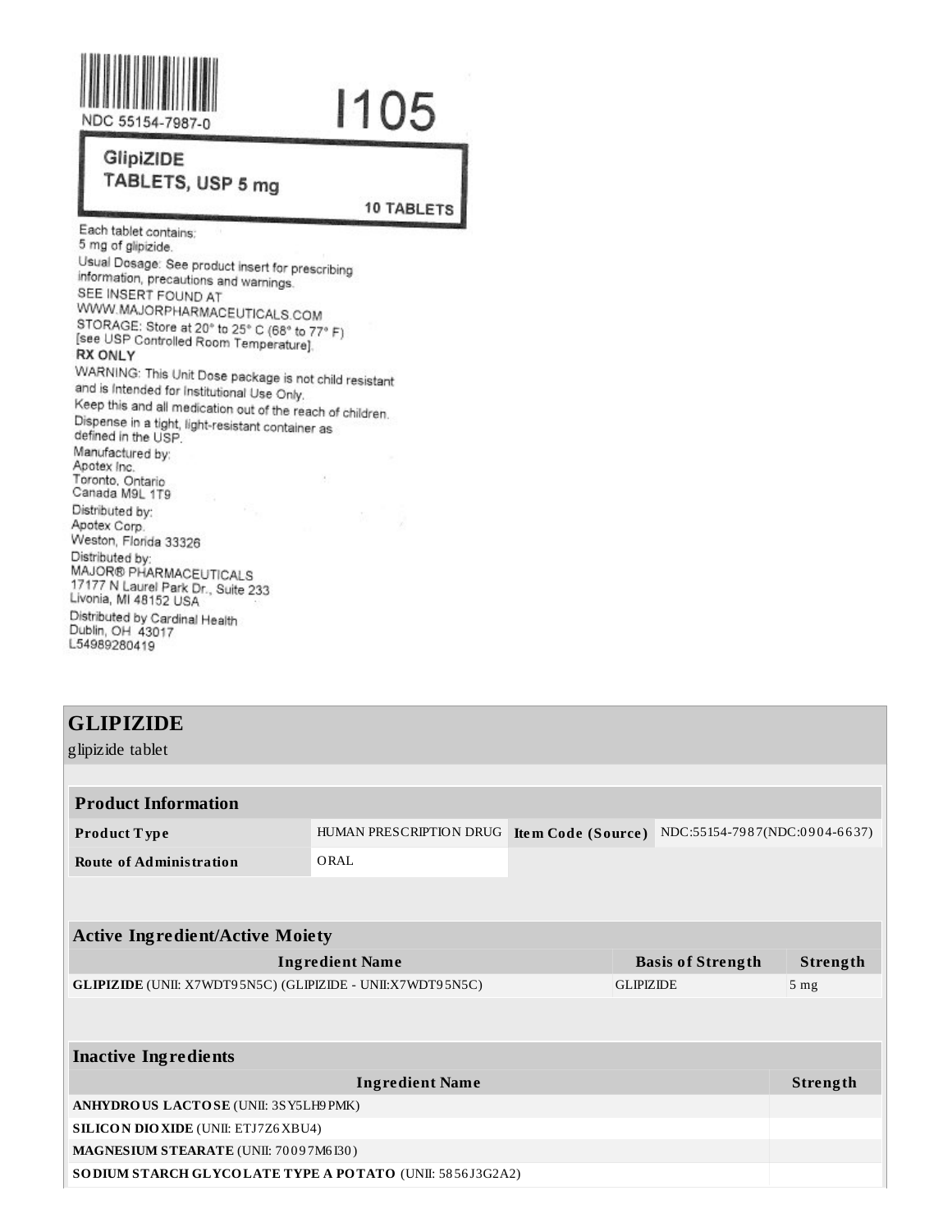NDC 55154-7987-0

I105

**GlipiZIDE**
**TABLETS, USP 5 mg**

**10 TABLETS**

Each tablet contains:
5 mg of glipizide.

Usual Dosage: See product insert for prescribing information, precautions and warnings.

SEE INSERT FOUND AT
WWW.MAJORPHARMACEUTICALS.COM

STORAGE: Store at 20° to 25° C (68° to 77° F) [see USP Controlled Room Temperature].

**RX ONLY**

WARNING: This Unit Dose package is not child resistant and is Intended for Institutional Use Only.

Keep this and all medication out of the reach of children.

Dispense in a tight, light-resistant container as defined in the USP.

Manufactured by:
Apotex Inc.
Toronto, Ontario
Canada M9L 1T9

Distributed by:
Apotex Corp.
Weston, Florida 33326

Distributed by:
MAJOR® PHARMACEUTICALS
17177 N Laurel Park Dr., Suite 233
Livonia, MI 48152 USA

Distributed by Cardinal Health
Dublin, OH 43017
L54989280419

# GLIPIZIDE

glipizide tablet

## Product Information

| | | | |
|---|---|---|---|
| **Product Type** | HUMAN PRESCRIPTION DRUG | **Item Code (Source)** | NDC:55154-7987(NDC:0904-6637) |
| **Route of Administration** | ORAL | | |

## Active Ingredient/Active Moiety

| Ingredient Name | Basis of Strength | Strength |
|---|---|---|
| **GLIPIZIDE** (UNII: X7WDT95N5C) (GLIPIZIDE - UNII:X7WDT95N5C) | GLIPIZIDE | 5 mg |

## Inactive Ingredients

| Ingredient Name | Strength |
|---|---|
| **ANHYDROUS LACTOSE** (UNII: 3SY5LH9PMK) | |
| **SILICON DIOXIDE** (UNII: ETJ7Z6XBU4) | |
| **MAGNESIUM STEARATE** (UNII: 70097M6I30) | |
| **SODIUM STARCH GLYCOLATE TYPE A POTATO** (UNII: 5856J3G2A2) | |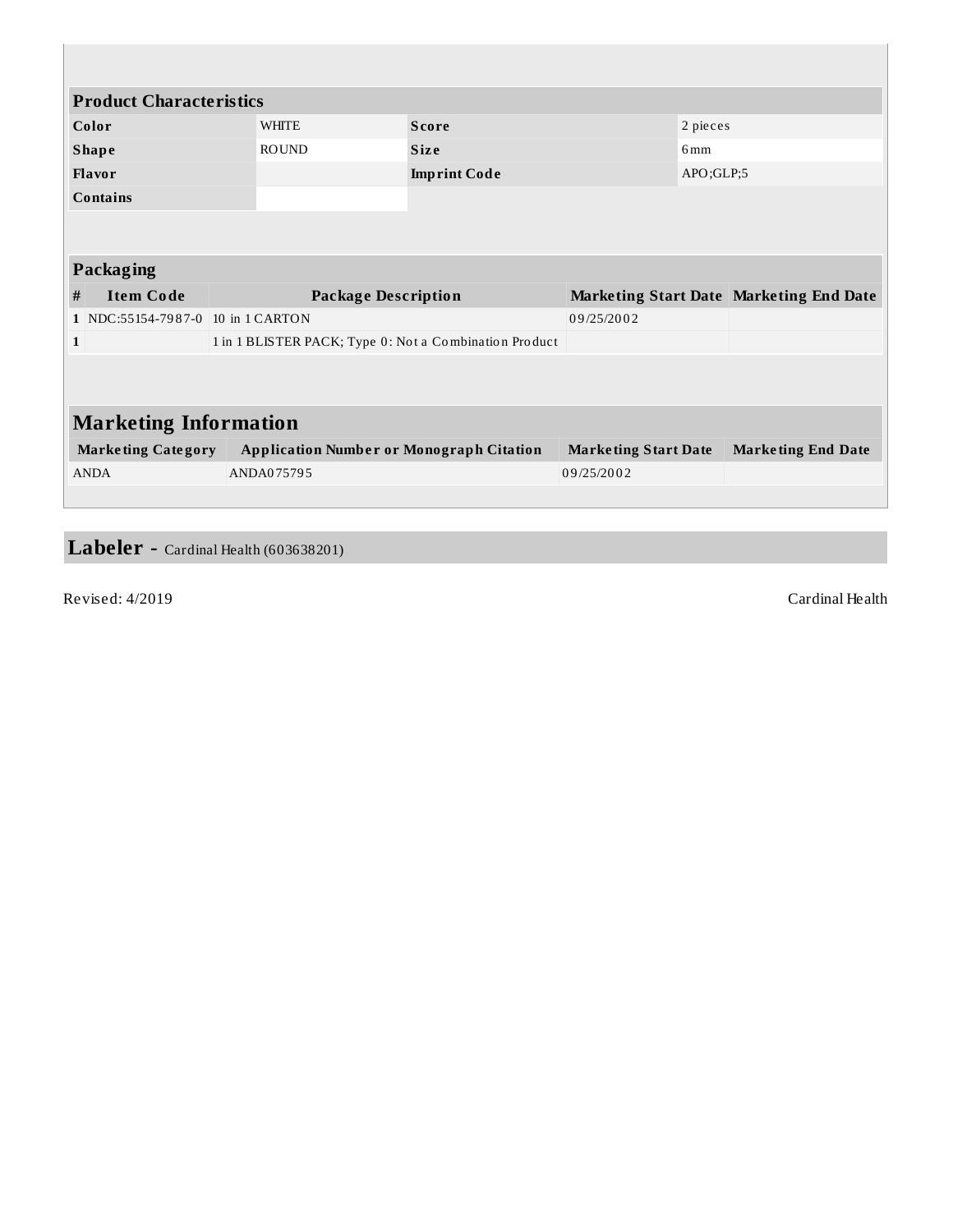## Product Characteristics

| | | | |
|---|---|---|---|
| **Color** | WHITE | **Score** | 2 pieces |
| **Shape** | ROUND | **Size** | 6mm |
| **Flavor** | | **Imprint Code** | APO;GLP;5 |
| **Contains** | | | |

## Packaging

| # | Item Code | Package Description | Marketing Start Date | Marketing End Date |
|---|---|---|---|---|
| 1 | NDC:55154-7987-0 | 10 in 1 CARTON | 09/25/2002 | |
| 1 | | 1 in 1 BLISTER PACK; Type 0: Not a Combination Product | | |

## Marketing Information

| Marketing Category | Application Number or Monograph Citation | Marketing Start Date | Marketing End Date |
|---|---|---|---|
| ANDA | ANDA075795 | 09/25/2002 | |

## Labeler - Cardinal Health (603638201)

Revised: 4/2019

Cardinal Health